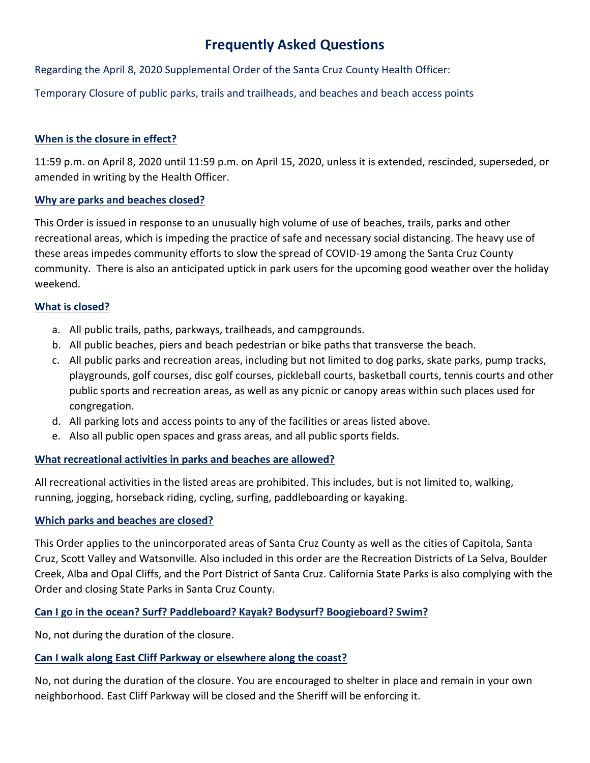# Frequently Asked Questions

Regarding the April 8, 2020 Supplemental Order of the Santa Cruz County Health Officer:

Temporary Closure of public parks, trails and trailheads, and beaches and beach access points

## When is the closure in effect?

11:59 p.m. on April 8, 2020 until 11:59 p.m. on April 15, 2020, unless it is extended, rescinded, superseded, or amended in writing by the Health Officer.

## Why are parks and beaches closed?

This Order is issued in response to an unusually high volume of use of beaches, trails, parks and other recreational areas, which is impeding the practice of safe and necessary social distancing. The heavy use of these areas impedes community efforts to slow the spread of COVID-19 among the Santa Cruz County community. There is also an anticipated uptick in park users for the upcoming good weather over the holiday weekend.

## What is closed?

a. All public trails, paths, parkways, trailheads, and campgrounds.
b. All public beaches, piers and beach pedestrian or bike paths that transverse the beach.
c. All public parks and recreation areas, including but not limited to dog parks, skate parks, pump tracks, playgrounds, golf courses, disc golf courses, pickleball courts, basketball courts, tennis courts and other public sports and recreation areas, as well as any picnic or canopy areas within such places used for congregation.
d. All parking lots and access points to any of the facilities or areas listed above.
e. Also all public open spaces and grass areas, and all public sports fields.

## What recreational activities in parks and beaches are allowed?

All recreational activities in the listed areas are prohibited. This includes, but is not limited to, walking, running, jogging, horseback riding, cycling, surfing, paddleboarding or kayaking.

## Which parks and beaches are closed?

This Order applies to the unincorporated areas of Santa Cruz County as well as the cities of Capitola, Santa Cruz, Scott Valley and Watsonville. Also included in this order are the Recreation Districts of La Selva, Boulder Creek, Alba and Opal Cliffs, and the Port District of Santa Cruz. California State Parks is also complying with the Order and closing State Parks in Santa Cruz County.

## Can I go in the ocean? Surf? Paddleboard? Kayak? Bodysurf? Boogieboard? Swim?

No, not during the duration of the closure.

## Can I walk along East Cliff Parkway or elsewhere along the coast?

No, not during the duration of the closure. You are encouraged to shelter in place and remain in your own neighborhood. East Cliff Parkway will be closed and the Sheriff will be enforcing it.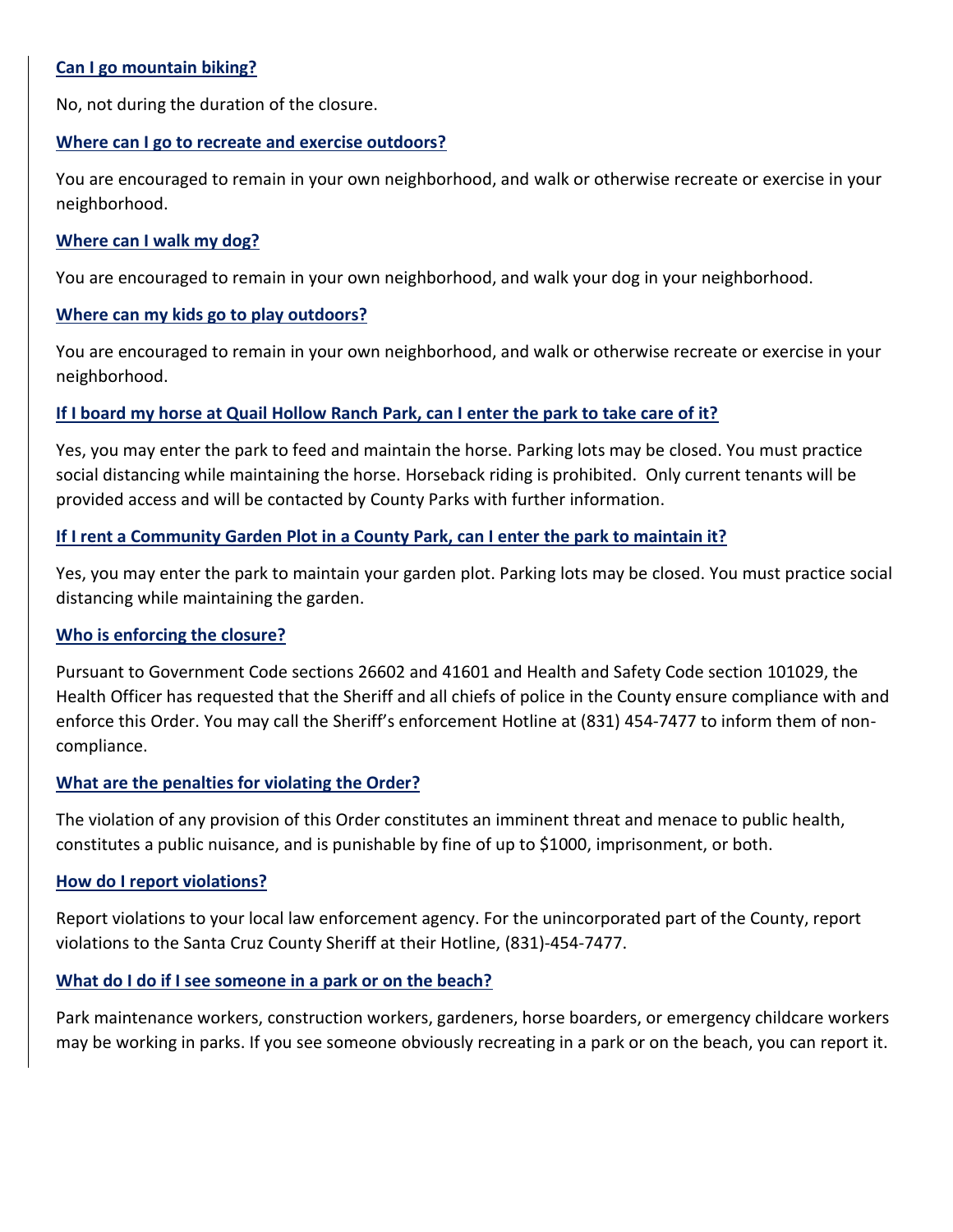**Can I go mountain biking?**

No, not during the duration of the closure.

**Where can I go to recreate and exercise outdoors?**

You are encouraged to remain in your own neighborhood, and walk or otherwise recreate or exercise in your neighborhood.

**Where can I walk my dog?**

You are encouraged to remain in your own neighborhood, and walk your dog in your neighborhood.

**Where can my kids go to play outdoors?**

You are encouraged to remain in your own neighborhood, and walk or otherwise recreate or exercise in your neighborhood.

**If I board my horse at Quail Hollow Ranch Park, can I enter the park to take care of it?**

Yes, you may enter the park to feed and maintain the horse. Parking lots may be closed. You must practice social distancing while maintaining the horse. Horseback riding is prohibited. Only current tenants will be provided access and will be contacted by County Parks with further information.

**If I rent a Community Garden Plot in a County Park, can I enter the park to maintain it?**

Yes, you may enter the park to maintain your garden plot. Parking lots may be closed. You must practice social distancing while maintaining the garden.

**Who is enforcing the closure?**

Pursuant to Government Code sections 26602 and 41601 and Health and Safety Code section 101029, the Health Officer has requested that the Sheriff and all chiefs of police in the County ensure compliance with and enforce this Order. You may call the Sheriff's enforcement Hotline at (831) 454-7477 to inform them of non-compliance.

**What are the penalties for violating the Order?**

The violation of any provision of this Order constitutes an imminent threat and menace to public health, constitutes a public nuisance, and is punishable by fine of up to $1000, imprisonment, or both.

**How do I report violations?**

Report violations to your local law enforcement agency. For the unincorporated part of the County, report violations to the Santa Cruz County Sheriff at their Hotline, (831)-454-7477.

**What do I do if I see someone in a park or on the beach?**

Park maintenance workers, construction workers, gardeners, horse boarders, or emergency childcare workers may be working in parks. If you see someone obviously recreating in a park or on the beach, you can report it.